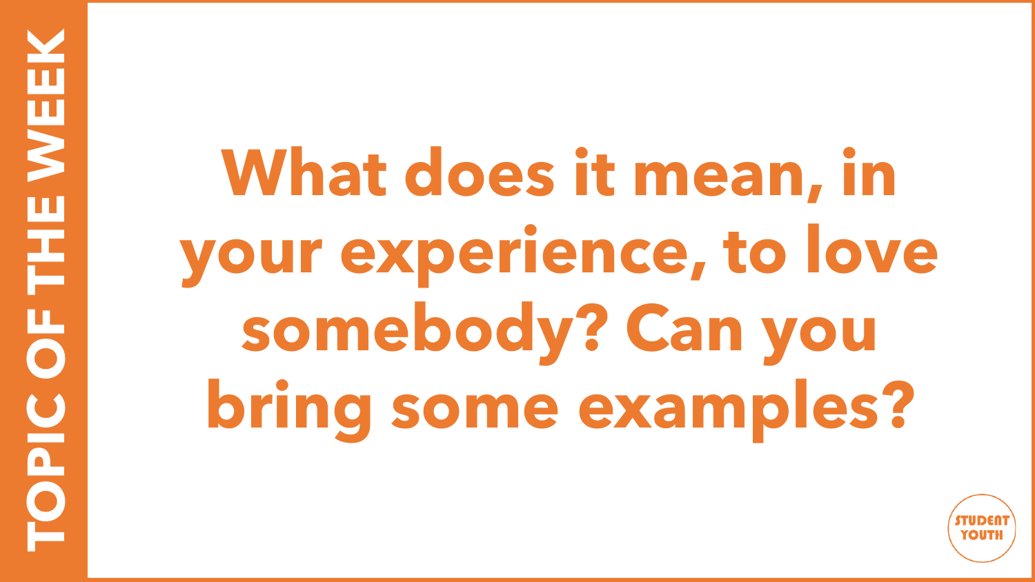## TOPIC OF THE WEEK

# What does it mean, in your experience, to love somebody? Can you bring some examples?

STUDENT YOUTH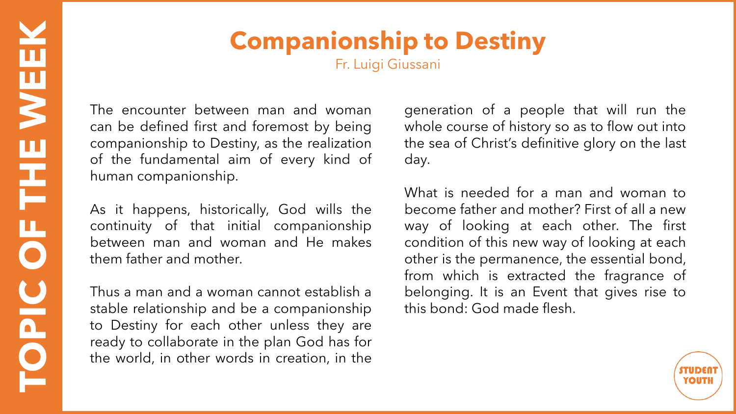# Companionship to Destiny

Fr. Luigi Giussani

The encounter between man and woman can be defined first and foremost by being companionship to Destiny, as the realization of the fundamental aim of every kind of human companionship.

As it happens, historically, God wills the continuity of that initial companionship between man and woman and He makes them father and mother.

Thus a man and a woman cannot establish a stable relationship and be a companionship to Destiny for each other unless they are ready to collaborate in the plan God has for the world, in other words in creation, in the generation of a people that will run the whole course of history so as to flow out into the sea of Christ's definitive glory on the last day.

What is needed for a man and woman to become father and mother? First of all a new way of looking at each other. The first condition of this new way of looking at each other is the permanence, the essential bond, from which is extracted the fragrance of belonging. It is an Event that gives rise to this bond: God made flesh.